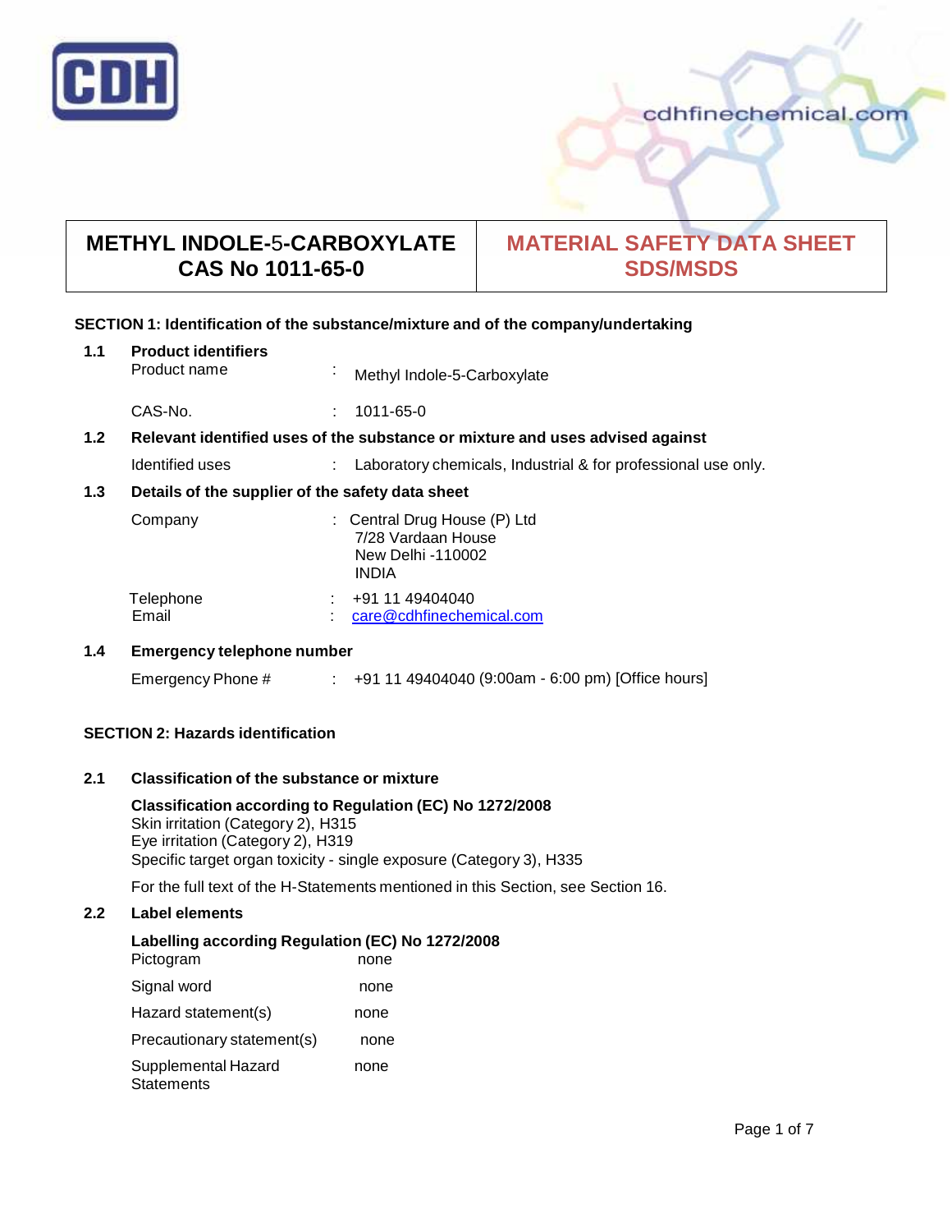CDH

cdhfinechemical.com

| METHYL INDOLE-5-CARBOXYLATE CAS No 1011-65-0 | MATERIAL SAFETY DATA SHEET SDS/MSDS |
|---|---|

## SECTION 1: Identification of the substance/mixture and of the company/undertaking

**1.1 Product identifiers**

Product name : Methyl Indole-5-Carboxylate

CAS-No. : 1011-65-0

**1.2 Relevant identified uses of the substance or mixture and uses advised against**

Identified uses : Laboratory chemicals, Industrial & for professional use only.

**1.3 Details of the supplier of the safety data sheet**

Company : Central Drug House (P) Ltd
7/28 Vardaan House
New Delhi -110002
INDIA

Telephone : +91 11 49404040
Email : care@cdhfinechemical.com

**1.4 Emergency telephone number**

Emergency Phone # : +91 11 49404040 (9:00am - 6:00 pm) [Office hours]

## SECTION 2: Hazards identification

**2.1 Classification of the substance or mixture**

**Classification according to Regulation (EC) No 1272/2008**
Skin irritation (Category 2), H315
Eye irritation (Category 2), H319
Specific target organ toxicity - single exposure (Category 3), H335

For the full text of the H-Statements mentioned in this Section, see Section 16.

**2.2 Label elements**

**Labelling according Regulation (EC) No 1272/2008**

Pictogram none

Signal word none

Hazard statement(s) none

Precautionary statement(s) none

Supplemental Hazard Statements none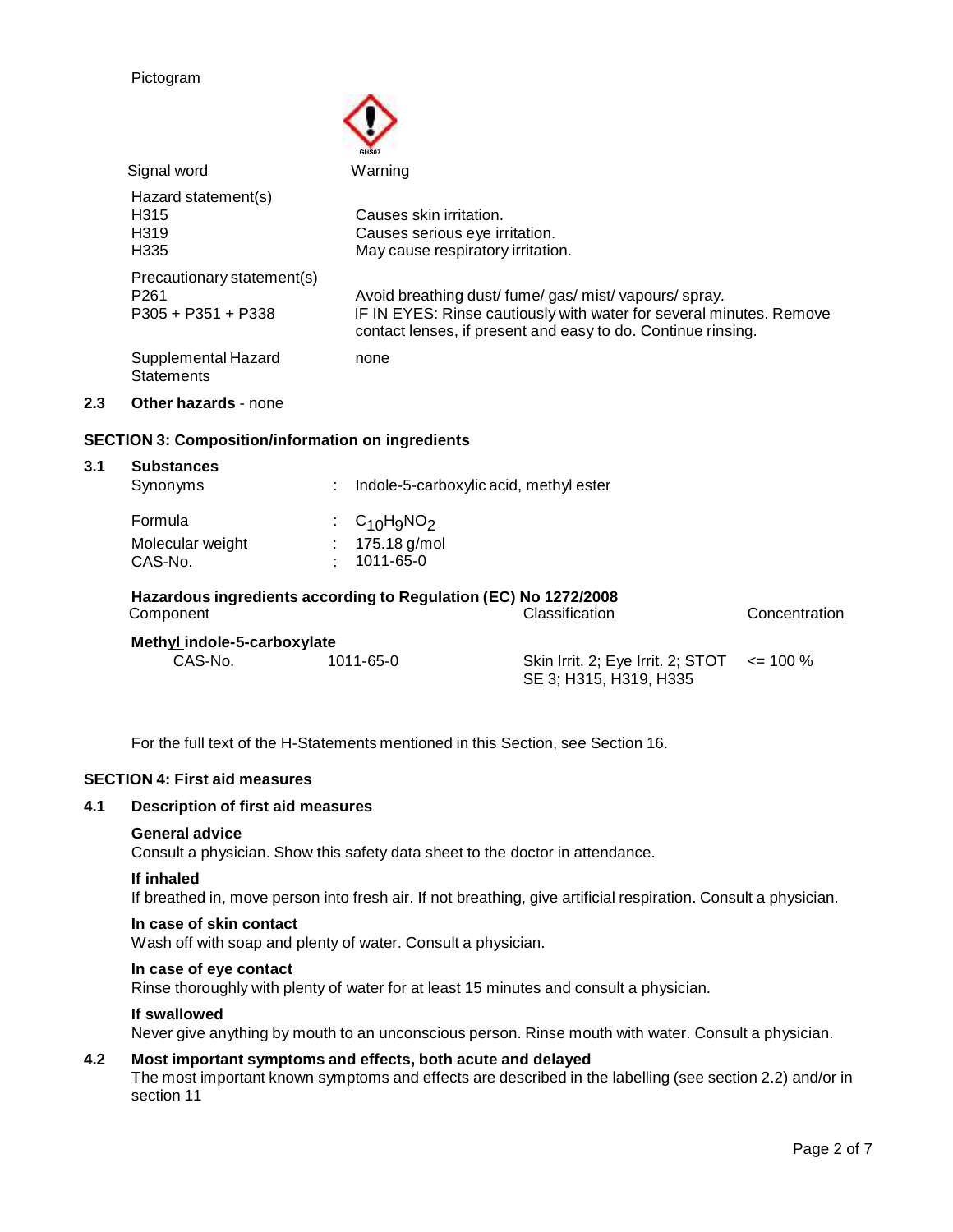Pictogram

GHS07

| Signal word | Warning |
|---|---|
| **Hazard statement(s)** | |
| H315 | Causes skin irritation. |
| H319 | Causes serious eye irritation. |
| H335 | May cause respiratory irritation. |
| **Precautionary statement(s)** | |
| P261 | Avoid breathing dust/ fume/ gas/ mist/ vapours/ spray. |
| P305 + P351 + P338 | IF IN EYES: Rinse cautiously with water for several minutes. Remove contact lenses, if present and easy to do. Continue rinsing. |
| Supplemental Hazard Statements | none |

**2.3 Other hazards** - none

## SECTION 3: Composition/information on ingredients

### 3.1 Substances

| | | |
|---|---|---|
| Synonyms | : | Indole-5-carboxylic acid, methyl ester |
| Formula | : | $C_{10}H_9NO_2$ |
| Molecular weight | : | 175.18 g/mol |
| CAS-No. | : | 1011-65-0 |

**Hazardous ingredients according to Regulation (EC) No 1272/2008**

| Component | | Classification | Concentration |
|---|---|---|---|
| **Methyl indole-5-carboxylate** | | | |
| CAS-No. | 1011-65-0 | Skin Irrit. 2; Eye Irrit. 2; STOT SE 3; H315, H319, H335 | <= 100 % |

For the full text of the H-Statements mentioned in this Section, see Section 16.

## SECTION 4: First aid measures

### 4.1 Description of first aid measures

**General advice**
Consult a physician. Show this safety data sheet to the doctor in attendance.

**If inhaled**
If breathed in, move person into fresh air. If not breathing, give artificial respiration. Consult a physician.

**In case of skin contact**
Wash off with soap and plenty of water. Consult a physician.

**In case of eye contact**
Rinse thoroughly with plenty of water for at least 15 minutes and consult a physician.

**If swallowed**
Never give anything by mouth to an unconscious person. Rinse mouth with water. Consult a physician.

### 4.2 Most important symptoms and effects, both acute and delayed

The most important known symptoms and effects are described in the labelling (see section 2.2) and/or in section 11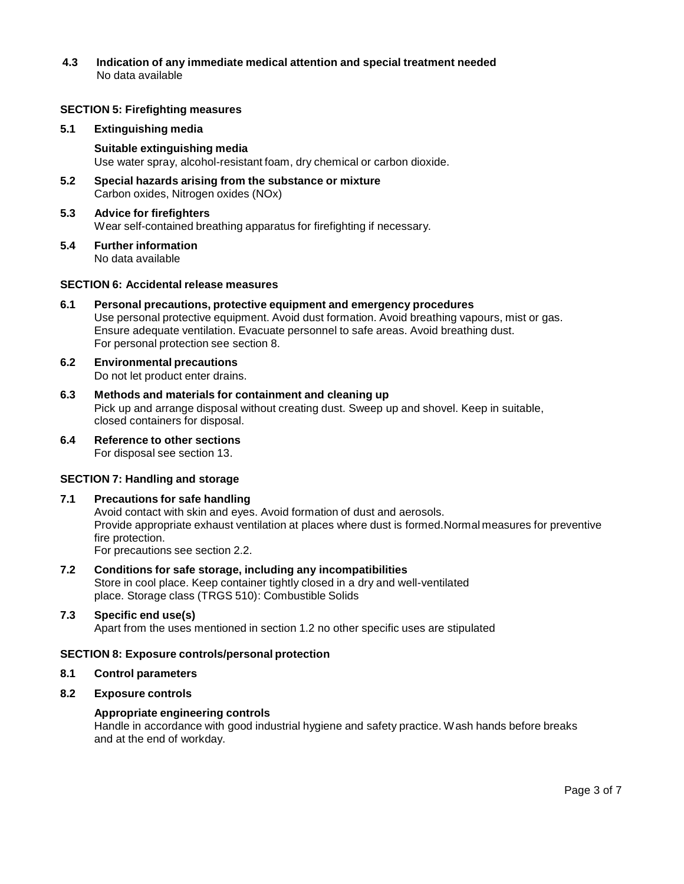### 4.3 Indication of any immediate medical attention and special treatment needed

No data available

## SECTION 5: Firefighting measures

### 5.1 Extinguishing media

**Suitable extinguishing media**

Use water spray, alcohol-resistant foam, dry chemical or carbon dioxide.

### 5.2 Special hazards arising from the substance or mixture

Carbon oxides, Nitrogen oxides (NOx)

### 5.3 Advice for firefighters

Wear self-contained breathing apparatus for firefighting if necessary.

### 5.4 Further information

No data available

## SECTION 6: Accidental release measures

### 6.1 Personal precautions, protective equipment and emergency procedures

Use personal protective equipment. Avoid dust formation. Avoid breathing vapours, mist or gas. Ensure adequate ventilation. Evacuate personnel to safe areas. Avoid breathing dust.
For personal protection see section 8.

### 6.2 Environmental precautions

Do not let product enter drains.

### 6.3 Methods and materials for containment and cleaning up

Pick up and arrange disposal without creating dust. Sweep up and shovel. Keep in suitable, closed containers for disposal.

### 6.4 Reference to other sections

For disposal see section 13.

## SECTION 7: Handling and storage

### 7.1 Precautions for safe handling

Avoid contact with skin and eyes. Avoid formation of dust and aerosols.
Provide appropriate exhaust ventilation at places where dust is formed.Normal measures for preventive fire protection.
For precautions see section 2.2.

### 7.2 Conditions for safe storage, including any incompatibilities

Store in cool place. Keep container tightly closed in a dry and well-ventilated place. Storage class (TRGS 510): Combustible Solids

### 7.3 Specific end use(s)

Apart from the uses mentioned in section 1.2 no other specific uses are stipulated

## SECTION 8: Exposure controls/personal protection

### 8.1 Control parameters

### 8.2 Exposure controls

**Appropriate engineering controls**

Handle in accordance with good industrial hygiene and safety practice. Wash hands before breaks and at the end of workday.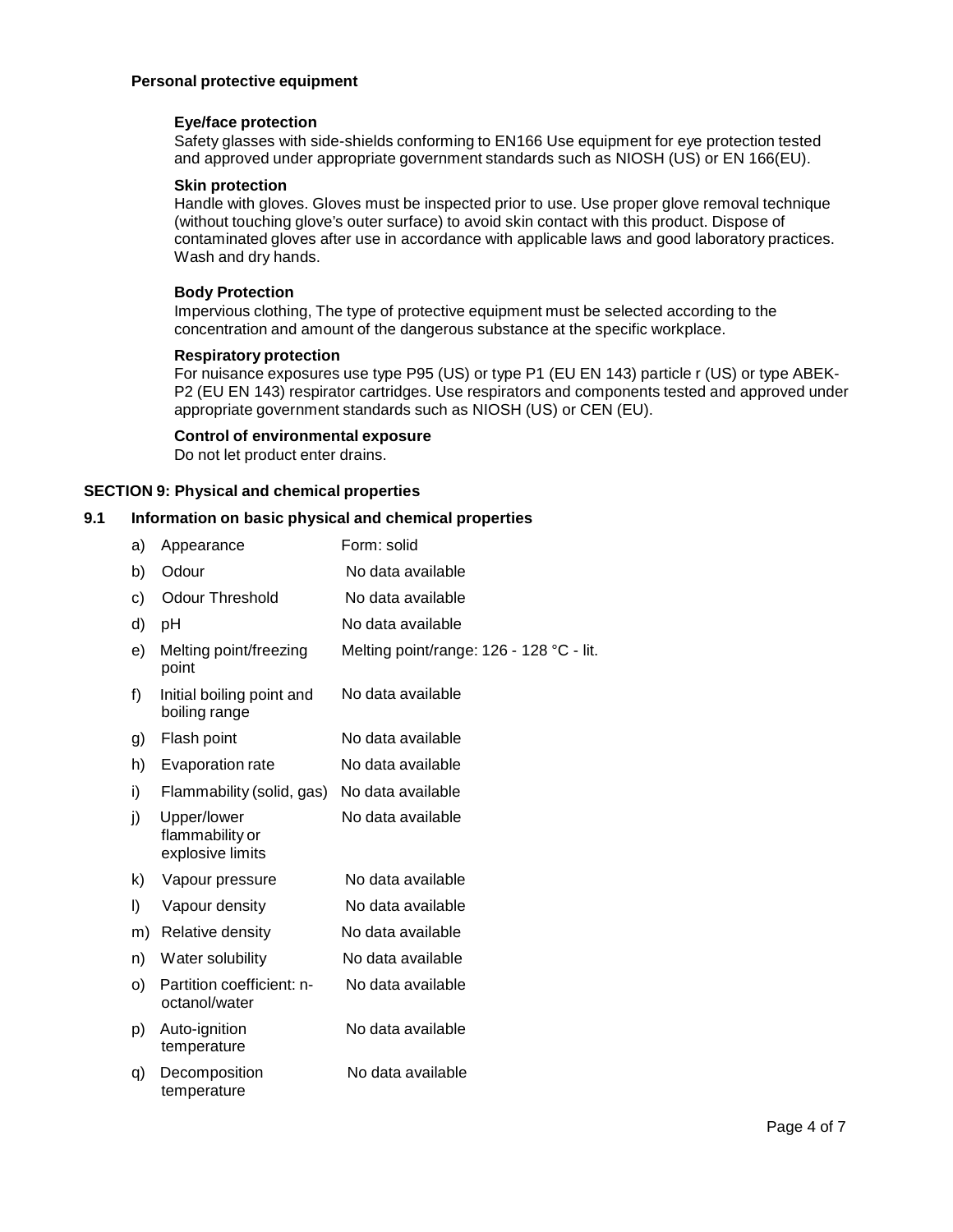**Personal protective equipment**

**Eye/face protection**
Safety glasses with side-shields conforming to EN166 Use equipment for eye protection tested and approved under appropriate government standards such as NIOSH (US) or EN 166(EU).

**Skin protection**
Handle with gloves. Gloves must be inspected prior to use. Use proper glove removal technique (without touching glove's outer surface) to avoid skin contact with this product. Dispose of contaminated gloves after use in accordance with applicable laws and good laboratory practices. Wash and dry hands.

**Body Protection**
Impervious clothing, The type of protective equipment must be selected according to the concentration and amount of the dangerous substance at the specific workplace.

**Respiratory protection**
For nuisance exposures use type P95 (US) or type P1 (EU EN 143) particle r (US) or type ABEK-P2 (EU EN 143) respirator cartridges. Use respirators and components tested and approved under appropriate government standards such as NIOSH (US) or CEN (EU).

**Control of environmental exposure**
Do not let product enter drains.

## SECTION 9: Physical and chemical properties

### 9.1 Information on basic physical and chemical properties

| | Property | Value |
|---|---|---|
| a) | Appearance | Form: solid |
| b) | Odour | No data available |
| c) | Odour Threshold | No data available |
| d) | pH | No data available |
| e) | Melting point/freezing point | Melting point/range: 126 - 128 °C - lit. |
| f) | Initial boiling point and boiling range | No data available |
| g) | Flash point | No data available |
| h) | Evaporation rate | No data available |
| i) | Flammability (solid, gas) | No data available |
| j) | Upper/lower flammability or explosive limits | No data available |
| k) | Vapour pressure | No data available |
| l) | Vapour density | No data available |
| m) | Relative density | No data available |
| n) | Water solubility | No data available |
| o) | Partition coefficient: n-octanol/water | No data available |
| p) | Auto-ignition temperature | No data available |
| q) | Decomposition temperature | No data available |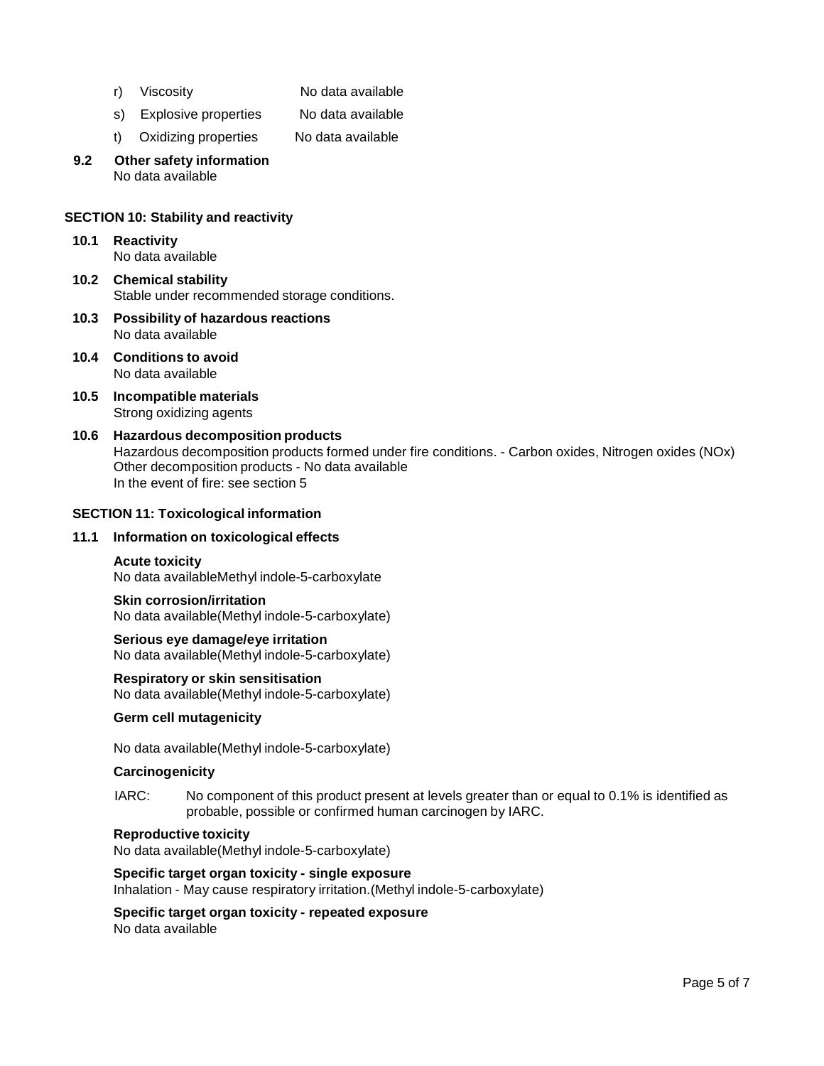r) Viscosity No data available

s) Explosive properties No data available

t) Oxidizing properties No data available

**9.2 Other safety information**
No data available

## SECTION 10: Stability and reactivity

**10.1 Reactivity**
No data available

**10.2 Chemical stability**
Stable under recommended storage conditions.

**10.3 Possibility of hazardous reactions**
No data available

**10.4 Conditions to avoid**
No data available

**10.5 Incompatible materials**
Strong oxidizing agents

**10.6 Hazardous decomposition products**
Hazardous decomposition products formed under fire conditions. - Carbon oxides, Nitrogen oxides (NOx)
Other decomposition products - No data available
In the event of fire: see section 5

## SECTION 11: Toxicological information

**11.1 Information on toxicological effects**

**Acute toxicity**
No data availableMethyl indole-5-carboxylate

**Skin corrosion/irritation**
No data available(Methyl indole-5-carboxylate)

**Serious eye damage/eye irritation**
No data available(Methyl indole-5-carboxylate)

**Respiratory or skin sensitisation**
No data available(Methyl indole-5-carboxylate)

**Germ cell mutagenicity**

No data available(Methyl indole-5-carboxylate)

**Carcinogenicity**

IARC: No component of this product present at levels greater than or equal to 0.1% is identified as probable, possible or confirmed human carcinogen by IARC.

**Reproductive toxicity**
No data available(Methyl indole-5-carboxylate)

**Specific target organ toxicity - single exposure**
Inhalation - May cause respiratory irritation.(Methyl indole-5-carboxylate)

**Specific target organ toxicity - repeated exposure**
No data available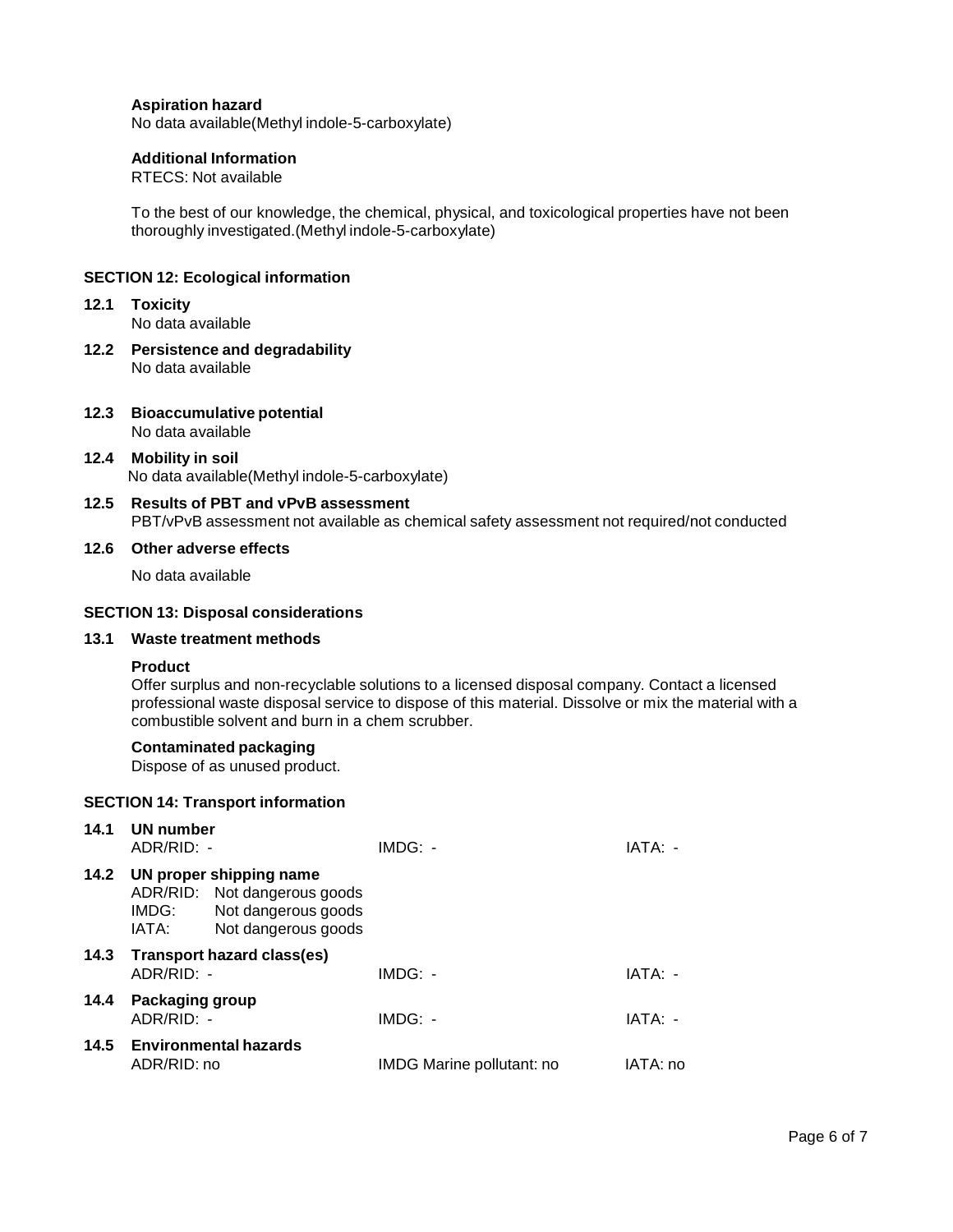**Aspiration hazard**
No data available(Methyl indole-5-carboxylate)

**Additional Information**
RTECS: Not available

To the best of our knowledge, the chemical, physical, and toxicological properties have not been thoroughly investigated.(Methyl indole-5-carboxylate)

## SECTION 12: Ecological information

### 12.1 Toxicity
No data available

### 12.2 Persistence and degradability
No data available

### 12.3 Bioaccumulative potential
No data available

### 12.4 Mobility in soil
No data available(Methyl indole-5-carboxylate)

### 12.5 Results of PBT and vPvB assessment
PBT/vPvB assessment not available as chemical safety assessment not required/not conducted

### 12.6 Other adverse effects
No data available

## SECTION 13: Disposal considerations

### 13.1 Waste treatment methods

**Product**
Offer surplus and non-recyclable solutions to a licensed disposal company. Contact a licensed professional waste disposal service to dispose of this material. Dissolve or mix the material with a combustible solvent and burn in a chem scrubber.

**Contaminated packaging**
Dispose of as unused product.

## SECTION 14: Transport information

### 14.1 UN number
ADR/RID: - | IMDG: - | IATA: -

### 14.2 UN proper shipping name
ADR/RID: Not dangerous goods
IMDG: Not dangerous goods
IATA: Not dangerous goods

### 14.3 Transport hazard class(es)
ADR/RID: - | IMDG: - | IATA: -

### 14.4 Packaging group
ADR/RID: - | IMDG: - | IATA: -

### 14.5 Environmental hazards
ADR/RID: no | IMDG Marine pollutant: no | IATA: no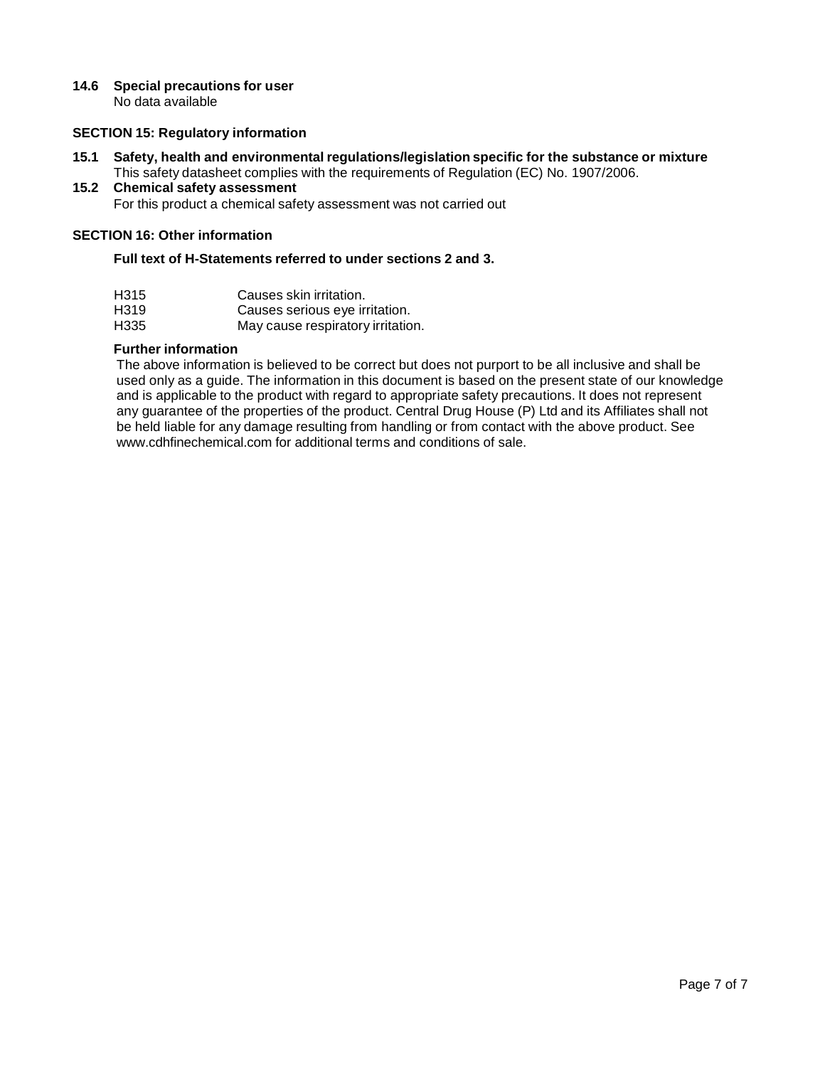**14.6 Special precautions for user**

No data available

## SECTION 15: Regulatory information

**15.1 Safety, health and environmental regulations/legislation specific for the substance or mixture**

This safety datasheet complies with the requirements of Regulation (EC) No. 1907/2006.

**15.2 Chemical safety assessment**

For this product a chemical safety assessment was not carried out

## SECTION 16: Other information

**Full text of H-Statements referred to under sections 2 and 3.**

| | |
|---|---|
| H315 | Causes skin irritation. |
| H319 | Causes serious eye irritation. |
| H335 | May cause respiratory irritation. |

**Further information**

The above information is believed to be correct but does not purport to be all inclusive and shall be used only as a guide. The information in this document is based on the present state of our knowledge and is applicable to the product with regard to appropriate safety precautions. It does not represent any guarantee of the properties of the product. Central Drug House (P) Ltd and its Affiliates shall not be held liable for any damage resulting from handling or from contact with the above product. See www.cdhfinechemical.com for additional terms and conditions of sale.